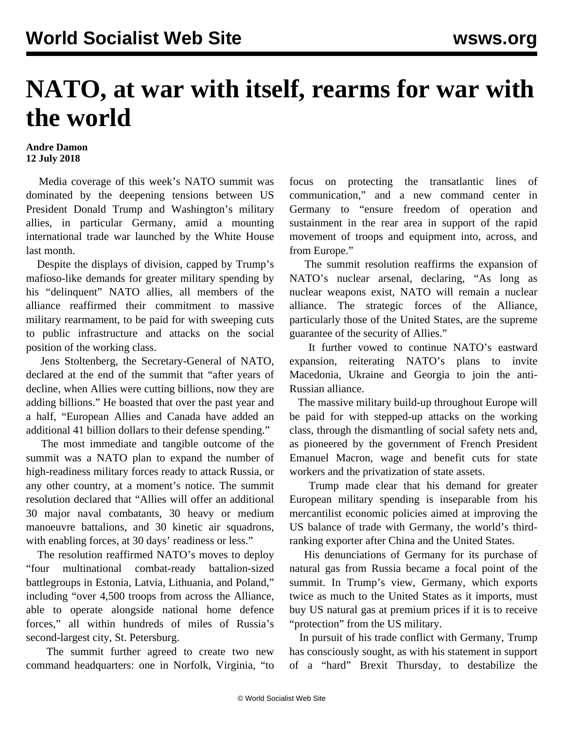# NATO, at war with itself, rearms for war with the world

**Andre Damon**
**12 July 2018**

Media coverage of this week's NATO summit was dominated by the deepening tensions between US President Donald Trump and Washington's military allies, in particular Germany, amid a mounting international trade war launched by the White House last month.

Despite the displays of division, capped by Trump's mafioso-like demands for greater military spending by his "delinquent" NATO allies, all members of the alliance reaffirmed their commitment to massive military rearmament, to be paid for with sweeping cuts to public infrastructure and attacks on the social position of the working class.

Jens Stoltenberg, the Secretary-General of NATO, declared at the end of the summit that "after years of decline, when Allies were cutting billions, now they are adding billions." He boasted that over the past year and a half, "European Allies and Canada have added an additional 41 billion dollars to their defense spending."

The most immediate and tangible outcome of the summit was a NATO plan to expand the number of high-readiness military forces ready to attack Russia, or any other country, at a moment's notice. The summit resolution declared that "Allies will offer an additional 30 major naval combatants, 30 heavy or medium manoeuvre battalions, and 30 kinetic air squadrons, with enabling forces, at 30 days' readiness or less."

The resolution reaffirmed NATO's moves to deploy "four multinational combat-ready battalion-sized battlegroups in Estonia, Latvia, Lithuania, and Poland," including "over 4,500 troops from across the Alliance, able to operate alongside national home defence forces," all within hundreds of miles of Russia's second-largest city, St. Petersburg.

The summit further agreed to create two new command headquarters: one in Norfolk, Virginia, "to focus on protecting the transatlantic lines of communication," and a new command center in Germany to "ensure freedom of operation and sustainment in the rear area in support of the rapid movement of troops and equipment into, across, and from Europe."

The summit resolution reaffirms the expansion of NATO's nuclear arsenal, declaring, "As long as nuclear weapons exist, NATO will remain a nuclear alliance. The strategic forces of the Alliance, particularly those of the United States, are the supreme guarantee of the security of Allies."

It further vowed to continue NATO's eastward expansion, reiterating NATO's plans to invite Macedonia, Ukraine and Georgia to join the anti-Russian alliance.

The massive military build-up throughout Europe will be paid for with stepped-up attacks on the working class, through the dismantling of social safety nets and, as pioneered by the government of French President Emanuel Macron, wage and benefit cuts for state workers and the privatization of state assets.

Trump made clear that his demand for greater European military spending is inseparable from his mercantilist economic policies aimed at improving the US balance of trade with Germany, the world's third-ranking exporter after China and the United States.

His denunciations of Germany for its purchase of natural gas from Russia became a focal point of the summit. In Trump's view, Germany, which exports twice as much to the United States as it imports, must buy US natural gas at premium prices if it is to receive "protection" from the US military.

In pursuit of his trade conflict with Germany, Trump has consciously sought, as with his statement in support of a "hard" Brexit Thursday, to destabilize the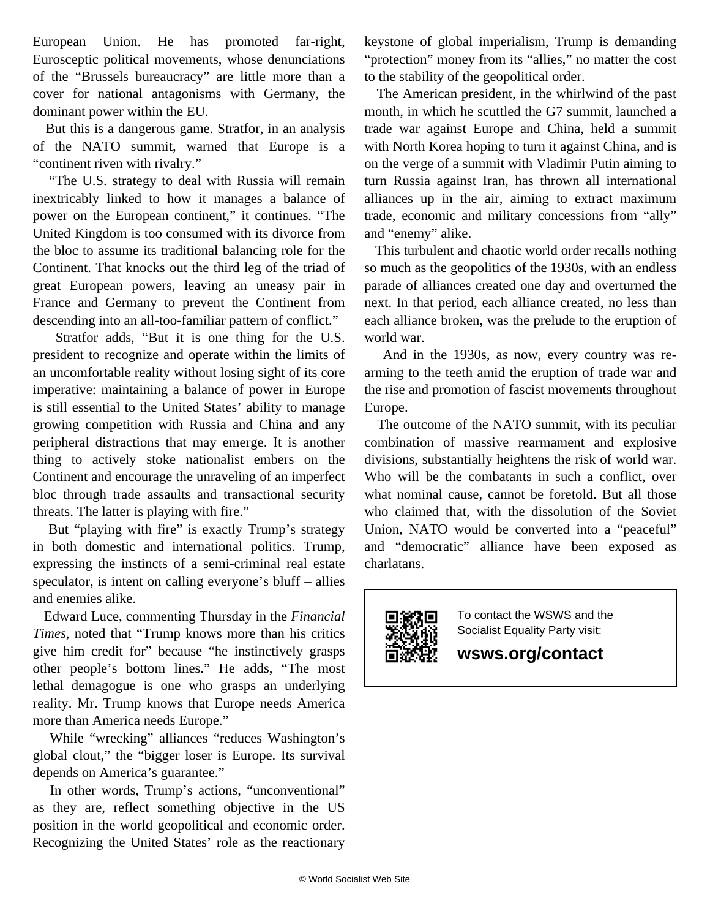European Union. He has promoted far-right, Eurosceptic political movements, whose denunciations of the "Brussels bureaucracy" are little more than a cover for national antagonisms with Germany, the dominant power within the EU.

But this is a dangerous game. Stratfor, in an analysis of the NATO summit, warned that Europe is a "continent riven with rivalry."

"The U.S. strategy to deal with Russia will remain inextricably linked to how it manages a balance of power on the European continent," it continues. "The United Kingdom is too consumed with its divorce from the bloc to assume its traditional balancing role for the Continent. That knocks out the third leg of the triad of great European powers, leaving an uneasy pair in France and Germany to prevent the Continent from descending into an all-too-familiar pattern of conflict."

Stratfor adds, "But it is one thing for the U.S. president to recognize and operate within the limits of an uncomfortable reality without losing sight of its core imperative: maintaining a balance of power in Europe is still essential to the United States' ability to manage growing competition with Russia and China and any peripheral distractions that may emerge. It is another thing to actively stoke nationalist embers on the Continent and encourage the unraveling of an imperfect bloc through trade assaults and transactional security threats. The latter is playing with fire."

But "playing with fire" is exactly Trump's strategy in both domestic and international politics. Trump, expressing the instincts of a semi-criminal real estate speculator, is intent on calling everyone's bluff – allies and enemies alike.

Edward Luce, commenting Thursday in the *Financial Times*, noted that "Trump knows more than his critics give him credit for" because "he instinctively grasps other people's bottom lines." He adds, "The most lethal demagogue is one who grasps an underlying reality. Mr. Trump knows that Europe needs America more than America needs Europe."

While "wrecking" alliances "reduces Washington's global clout," the "bigger loser is Europe. Its survival depends on America's guarantee."

In other words, Trump's actions, "unconventional" as they are, reflect something objective in the US position in the world geopolitical and economic order. Recognizing the United States' role as the reactionary keystone of global imperialism, Trump is demanding "protection" money from its "allies," no matter the cost to the stability of the geopolitical order.

The American president, in the whirlwind of the past month, in which he scuttled the G7 summit, launched a trade war against Europe and China, held a summit with North Korea hoping to turn it against China, and is on the verge of a summit with Vladimir Putin aiming to turn Russia against Iran, has thrown all international alliances up in the air, aiming to extract maximum trade, economic and military concessions from "ally" and "enemy" alike.

This turbulent and chaotic world order recalls nothing so much as the geopolitics of the 1930s, with an endless parade of alliances created one day and overturned the next. In that period, each alliance created, no less than each alliance broken, was the prelude to the eruption of world war.

And in the 1930s, as now, every country was re-arming to the teeth amid the eruption of trade war and the rise and promotion of fascist movements throughout Europe.

The outcome of the NATO summit, with its peculiar combination of massive rearmament and explosive divisions, substantially heightens the risk of world war. Who will be the combatants in such a conflict, over what nominal cause, cannot be foretold. But all those who claimed that, with the dissolution of the Soviet Union, NATO would be converted into a "peaceful" and "democratic" alliance have been exposed as charlatans.

To contact the WSWS and the Socialist Equality Party visit:

**wsws.org/contact**